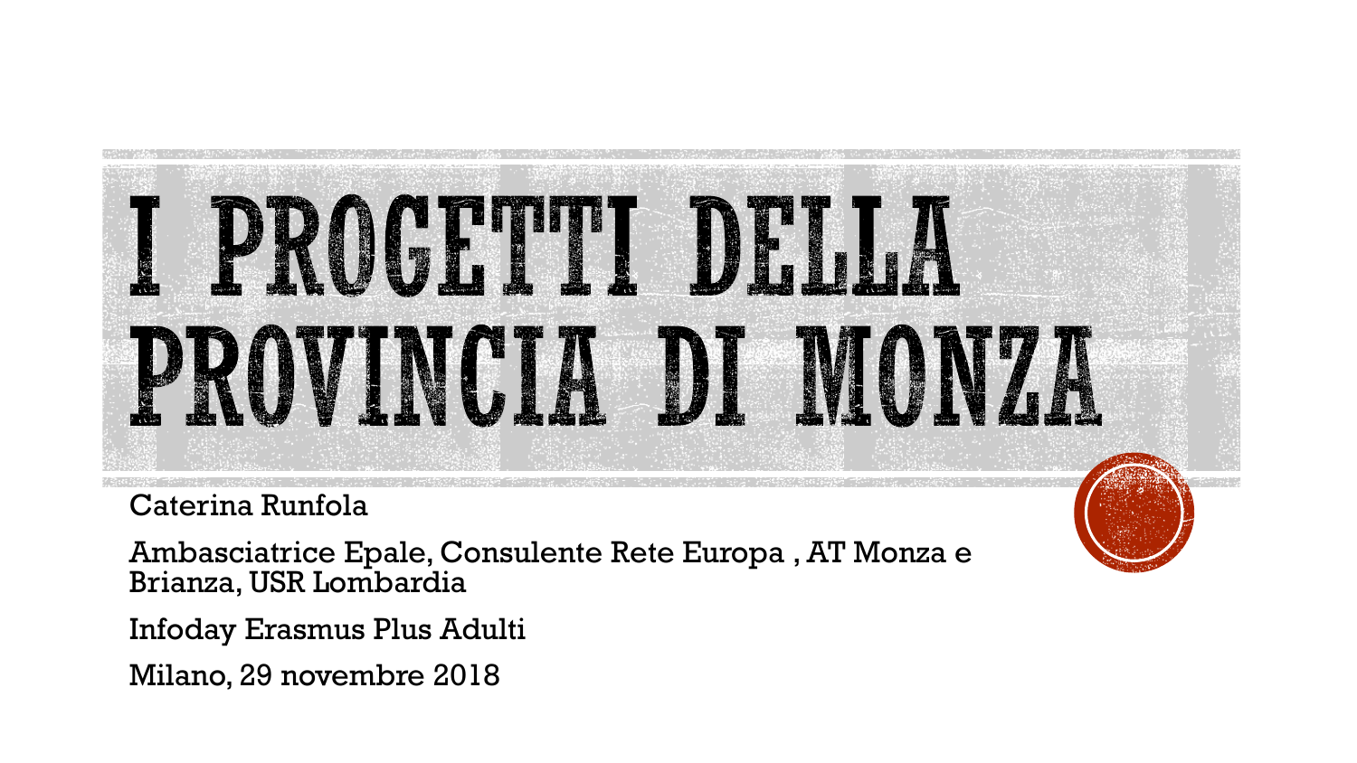# I PROGETTI DELLA PROVINCIA DI MONZA

Caterina Runfola

Ambasciatrice Epale, Consulente Rete Europa , AT Monza e Brianza, USR Lombardia

Infoday Erasmus Plus Adulti

Milano, 29 novembre 2018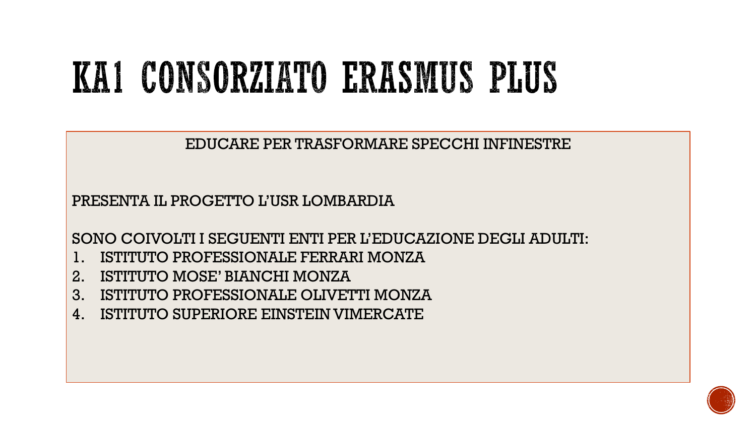# KA1 CONSORZIATO ERASMUS PLUS

EDUCARE PER TRASFORMARE SPECCHI INFINESTRE

PRESENTA IL PROGETTO L'USR LOMBARDIA

SONO COIVOLTI I SEGUENTI ENTI PER L'EDUCAZIONE DEGLI ADULTI:

1. ISTITUTO PROFESSIONALE FERRARI MONZA
2. ISTITUTO MOSE' BIANCHI MONZA
3. ISTITUTO PROFESSIONALE OLIVETTI MONZA
4. ISTITUTO SUPERIORE EINSTEIN VIMERCATE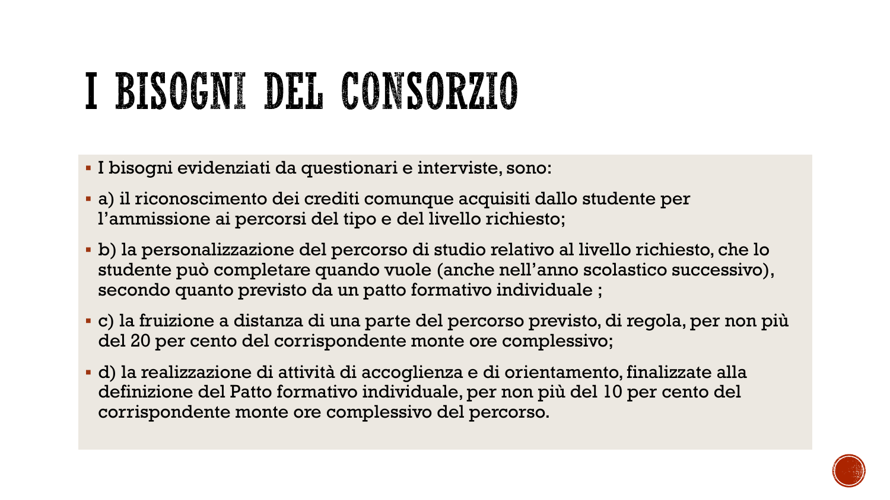# I BISOGNI DEL CONSORZIO

- I bisogni evidenziati da questionari e interviste, sono:
- a) il riconoscimento dei crediti comunque acquisiti dallo studente per l'ammissione ai percorsi del tipo e del livello richiesto;
- b) la personalizzazione del percorso di studio relativo al livello richiesto, che lo studente può completare quando vuole (anche nell'anno scolastico successivo), secondo quanto previsto da un patto formativo individuale ;
- c) la fruizione a distanza di una parte del percorso previsto, di regola, per non più del 20 per cento del corrispondente monte ore complessivo;
- d) la realizzazione di attività di accoglienza e di orientamento, finalizzate alla definizione del Patto formativo individuale, per non più del 10 per cento del corrispondente monte ore complessivo del percorso.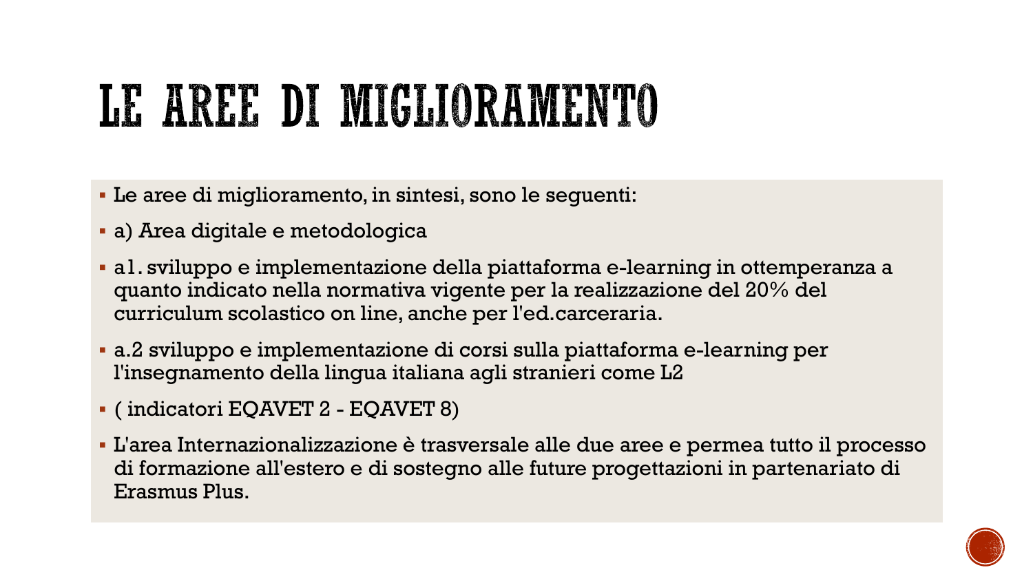# LE AREE DI MIGLIORAMENTO

- Le aree di miglioramento, in sintesi, sono le seguenti:
- a) Area digitale e metodologica
- a1. sviluppo e implementazione della piattaforma e-learning in ottemperanza a quanto indicato nella normativa vigente per la realizzazione del 20% del curriculum scolastico on line, anche per l'ed.carceraria.
- a.2 sviluppo e implementazione di corsi sulla piattaforma e-learning per l'insegnamento della lingua italiana agli stranieri come L2
- ( indicatori EQAVET 2 - EQAVET 8)
- L'area Internazionalizzazione è trasversale alle due aree e permea tutto il processo di formazione all'estero e di sostegno alle future progettazioni in partenariato di Erasmus Plus.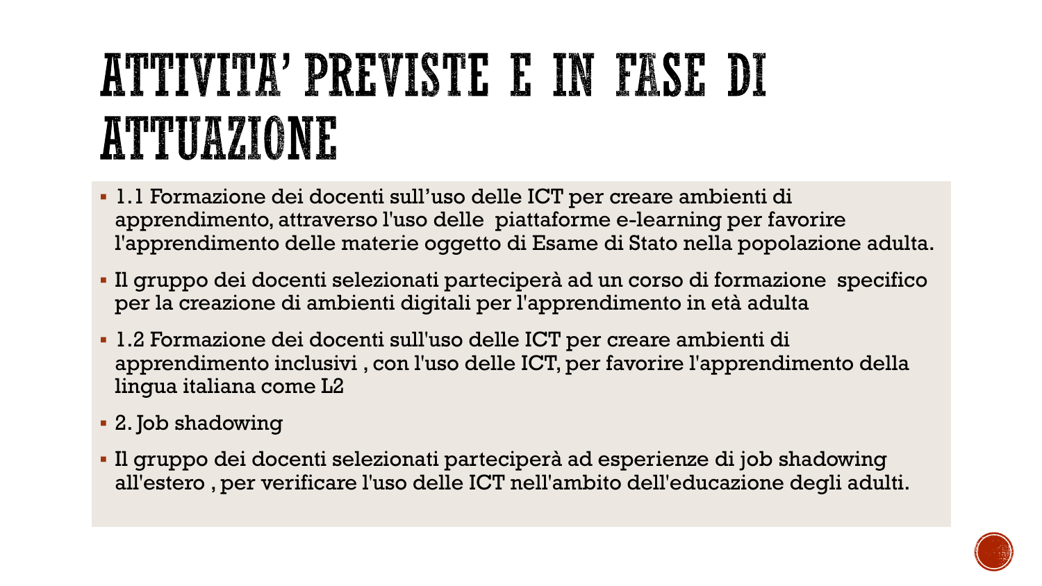# ATTIVITA' PREVISTE E IN FASE DI ATTUAZIONE

- 1.1 Formazione dei docenti sull'uso delle ICT per creare ambienti di apprendimento, attraverso l'uso delle piattaforme e-learning per favorire l'apprendimento delle materie oggetto di Esame di Stato nella popolazione adulta.
- Il gruppo dei docenti selezionati parteciperà ad un corso di formazione specifico per la creazione di ambienti digitali per l'apprendimento in età adulta
- 1.2 Formazione dei docenti sull'uso delle ICT per creare ambienti di apprendimento inclusivi , con l'uso delle ICT, per favorire l'apprendimento della lingua italiana come L2
- 2. Job shadowing
- Il gruppo dei docenti selezionati parteciperà ad esperienze di job shadowing all'estero , per verificare l'uso delle ICT nell'ambito dell'educazione degli adulti.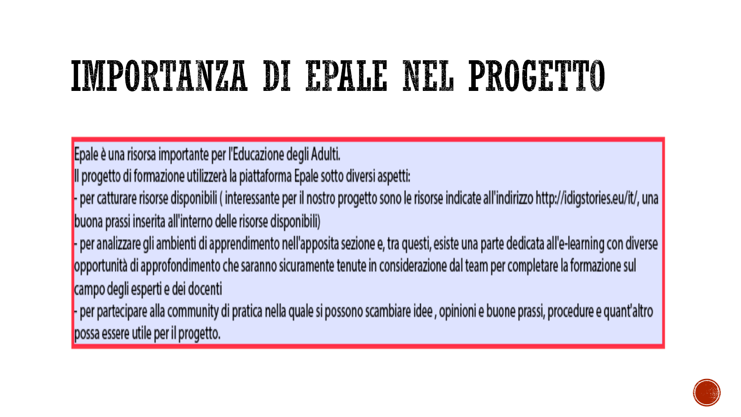# IMPORTANZA DI EPALE NEL PROGETTO

Epale è una risorsa importante per l'Educazione degli Adulti.

Il progetto di formazione utilizzerà la piattaforma Epale sotto diversi aspetti:

- per catturare risorse disponibili ( interessante per il nostro progetto sono le risorse indicate all'indirizzo http://idigstories.eu/it/, una buona prassi inserita all'interno delle risorse disponibili)
- per analizzare gli ambienti di apprendimento nell'apposita sezione e, tra questi, esiste una parte dedicata all'e-learning con diverse opportunità di approfondimento che saranno sicuramente tenute in considerazione dal team per completare la formazione sul campo degli esperti e dei docenti
- per partecipare alla community di pratica nella quale si possono scambiare idee , opinioni e buone prassi, procedure e quant'altro possa essere utile per il progetto.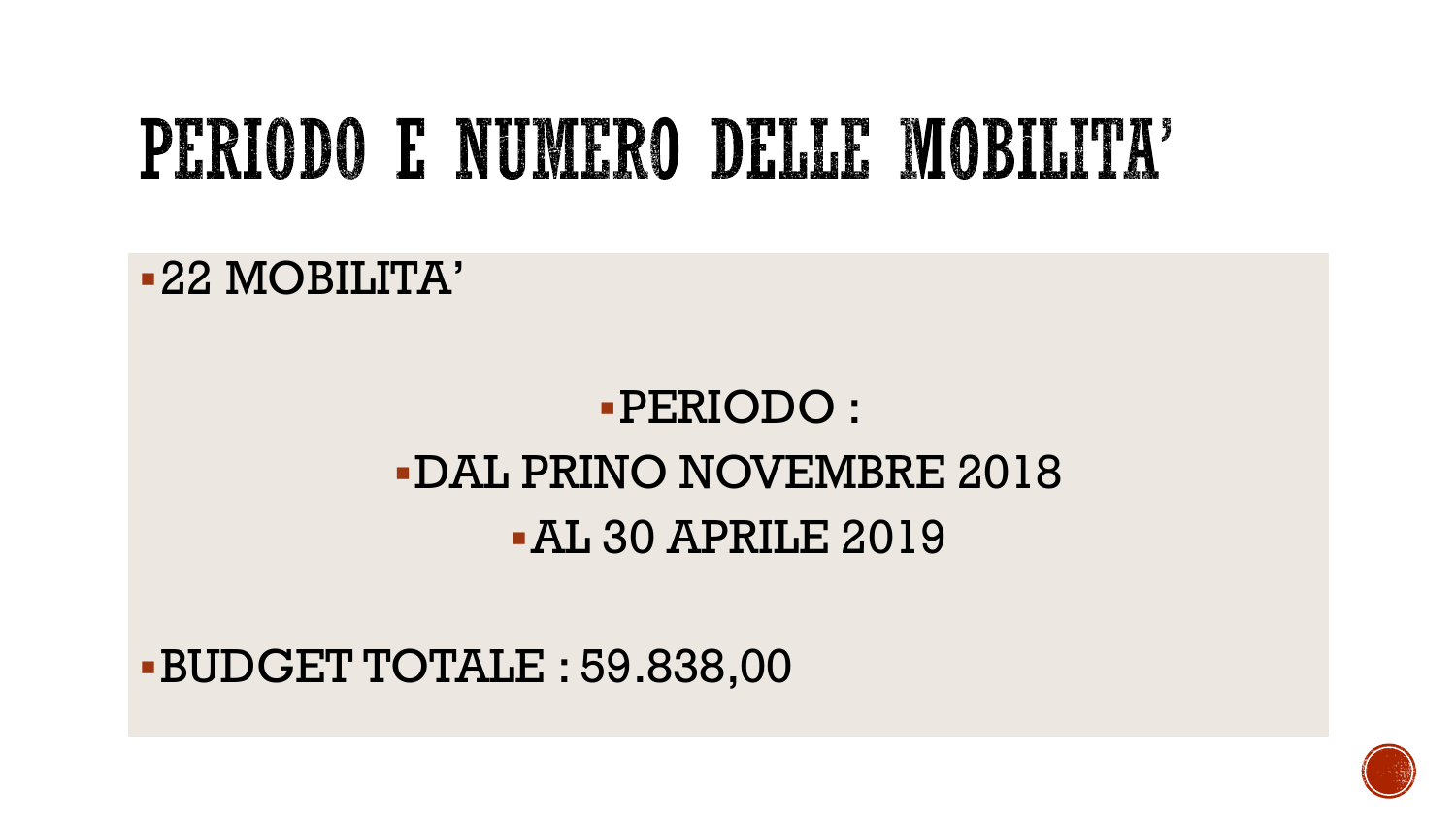# PERIODO E NUMERO DELLE MOBILITA'

- 22 MOBILITA'
- PERIODO :
- DAL PRINO NOVEMBRE 2018
- AL 30 APRILE 2019
- BUDGET TOTALE : 59.838,00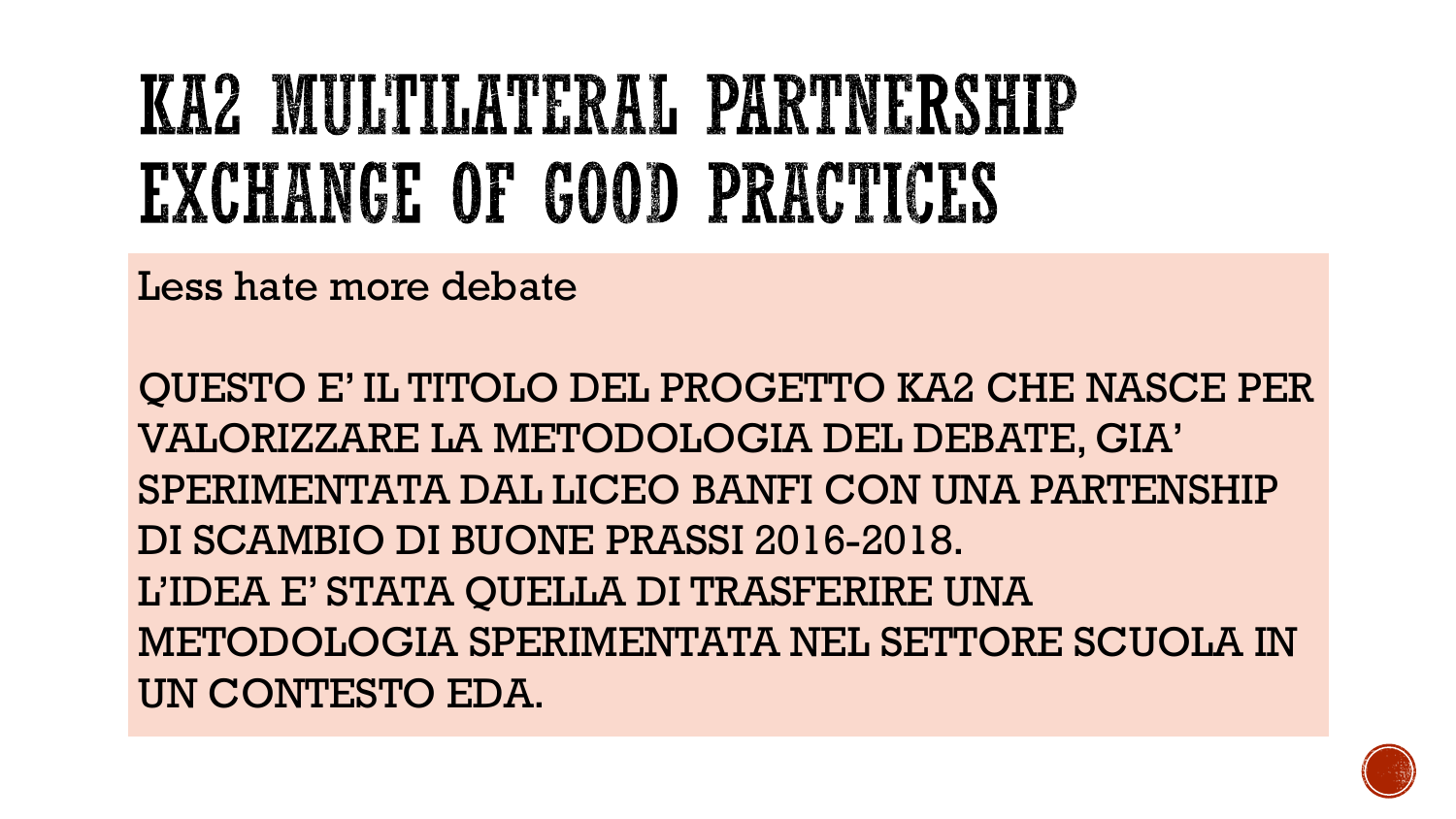# KA2 MULTILATERAL PARTNERSHIP EXCHANGE OF GOOD PRACTICES

Less hate more debate

QUESTO E' IL TITOLO DEL PROGETTO KA2 CHE NASCE PER VALORIZZARE LA METODOLOGIA DEL DEBATE, GIA' SPERIMENTATA DAL LICEO BANFI CON UNA PARTENSHIP DI SCAMBIO DI BUONE PRASSI 2016-2018.
L'IDEA E' STATA QUELLA DI TRASFERIRE UNA METODOLOGIA SPERIMENTATA NEL SETTORE SCUOLA IN UN CONTESTO EDA.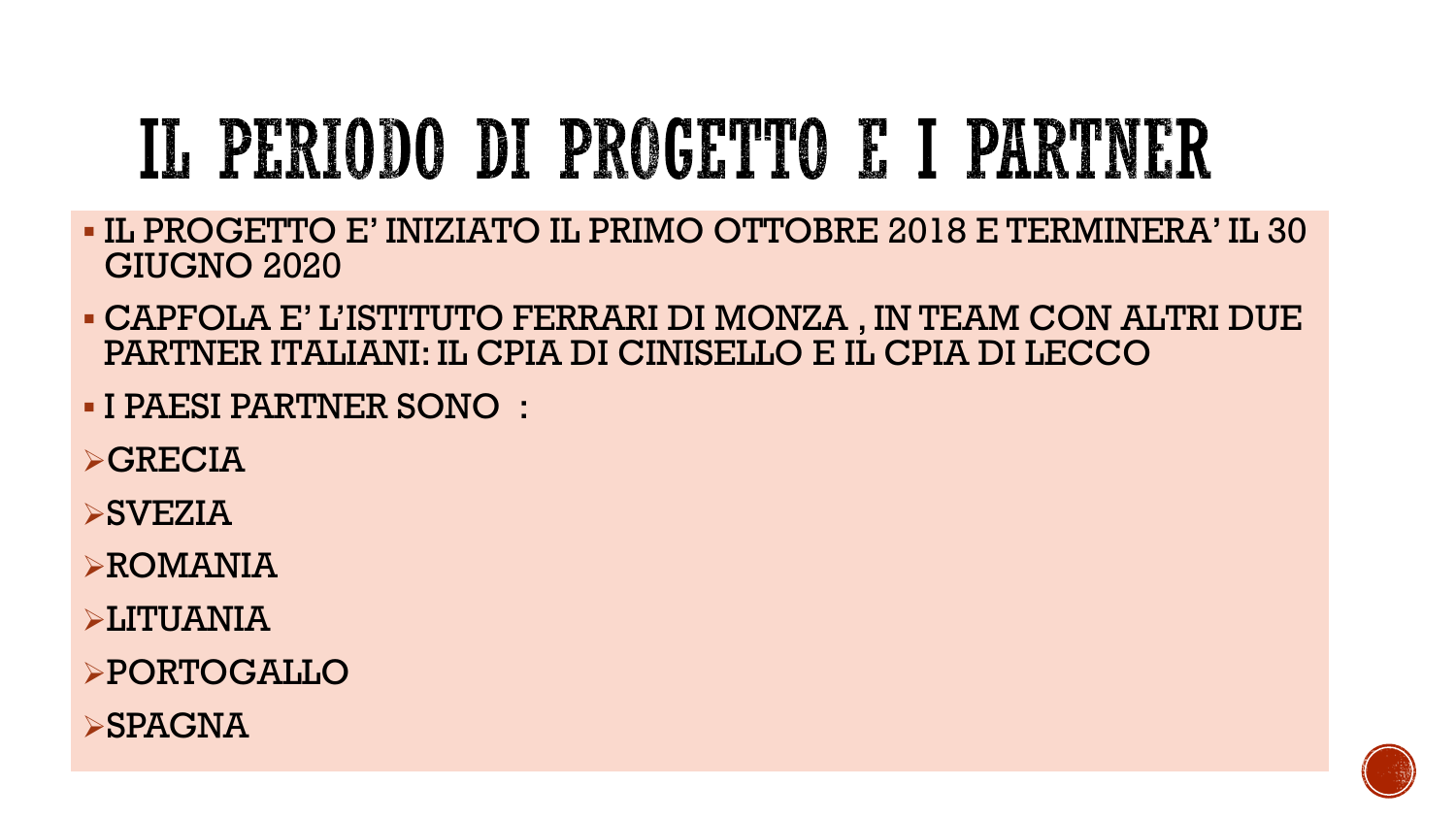# IL PERIODO DI PROGETTO E I PARTNER

- IL PROGETTO E' INIZIATO IL PRIMO OTTOBRE 2018 E TERMINERA' IL 30 GIUGNO 2020
- CAPFOLA E' L'ISTITUTO FERRARI DI MONZA , IN TEAM CON ALTRI DUE PARTNER ITALIANI: IL CPIA DI CINISELLO E IL CPIA DI LECCO
- I PAESI PARTNER SONO :
  - GRECIA
  - SVEZIA
  - ROMANIA
  - LITUANIA
  - PORTOGALLO
  - SPAGNA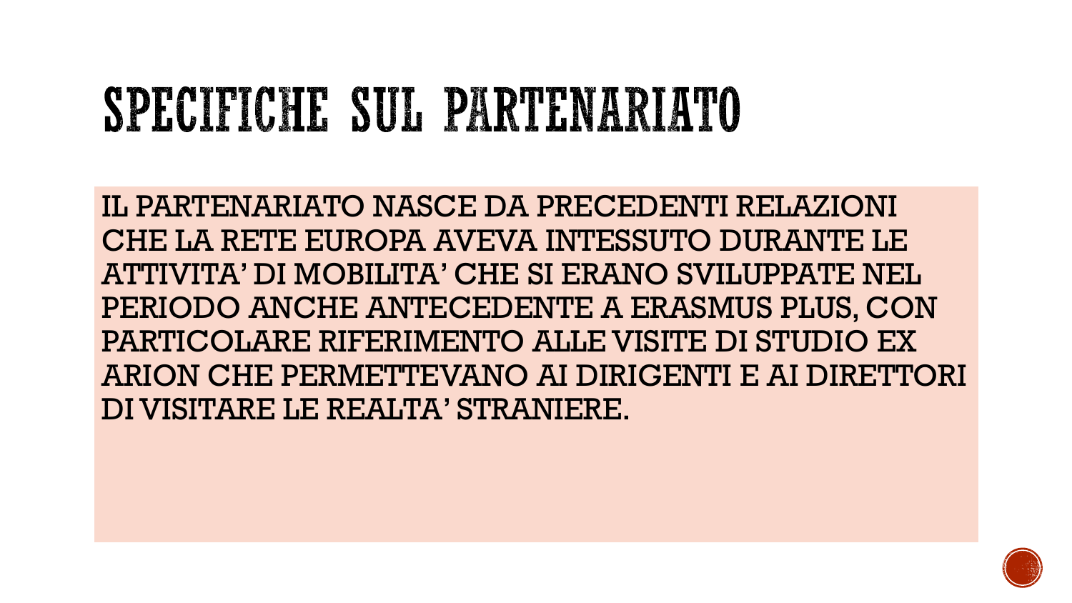# SPECIFICHE SUL PARTENARIATO

IL PARTENARIATO NASCE DA PRECEDENTI RELAZIONI CHE LA RETE EUROPA AVEVA INTESSUTO DURANTE LE ATTIVITA' DI MOBILITA' CHE SI ERANO SVILUPPATE NEL PERIODO ANCHE ANTECEDENTE A ERASMUS PLUS, CON PARTICOLARE RIFERIMENTO ALLE VISITE DI STUDIO EX ARION CHE PERMETTEVANO AI DIRIGENTI E AI DIRETTORI DI VISITARE LE REALTA' STRANIERE.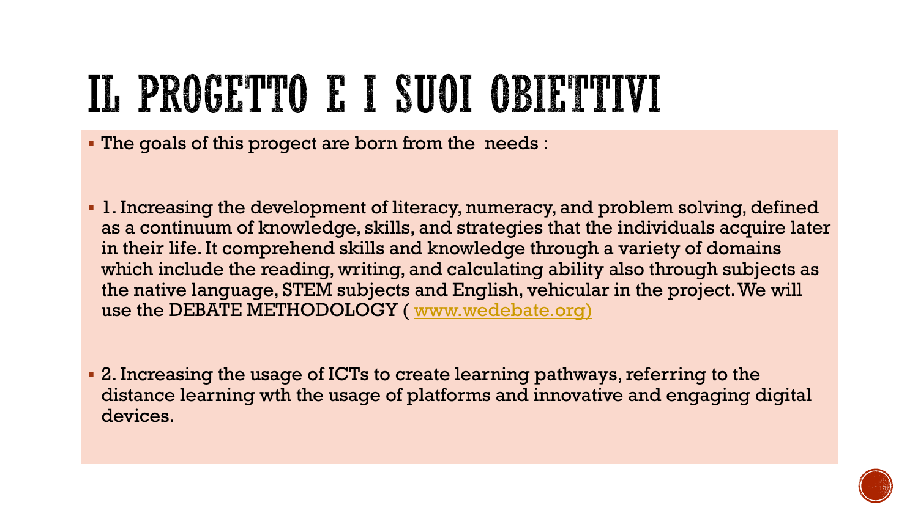# IL PROGETTO E I SUOI OBIETTIVI

- The goals of this progect are born from the needs :

- 1. Increasing the development of literacy, numeracy, and problem solving, defined as a continuum of knowledge, skills, and strategies that the individuals acquire later in their life. It comprehend skills and knowledge through a variety of domains which include the reading, writing, and calculating ability also through subjects as the native language, STEM subjects and English, vehicular in the project. We will use the DEBATE METHODOLOGY ( www.wedebate.org)

- 2. Increasing the usage of ICTs to create learning pathways, referring to the distance learning wth the usage of platforms and innovative and engaging digital devices.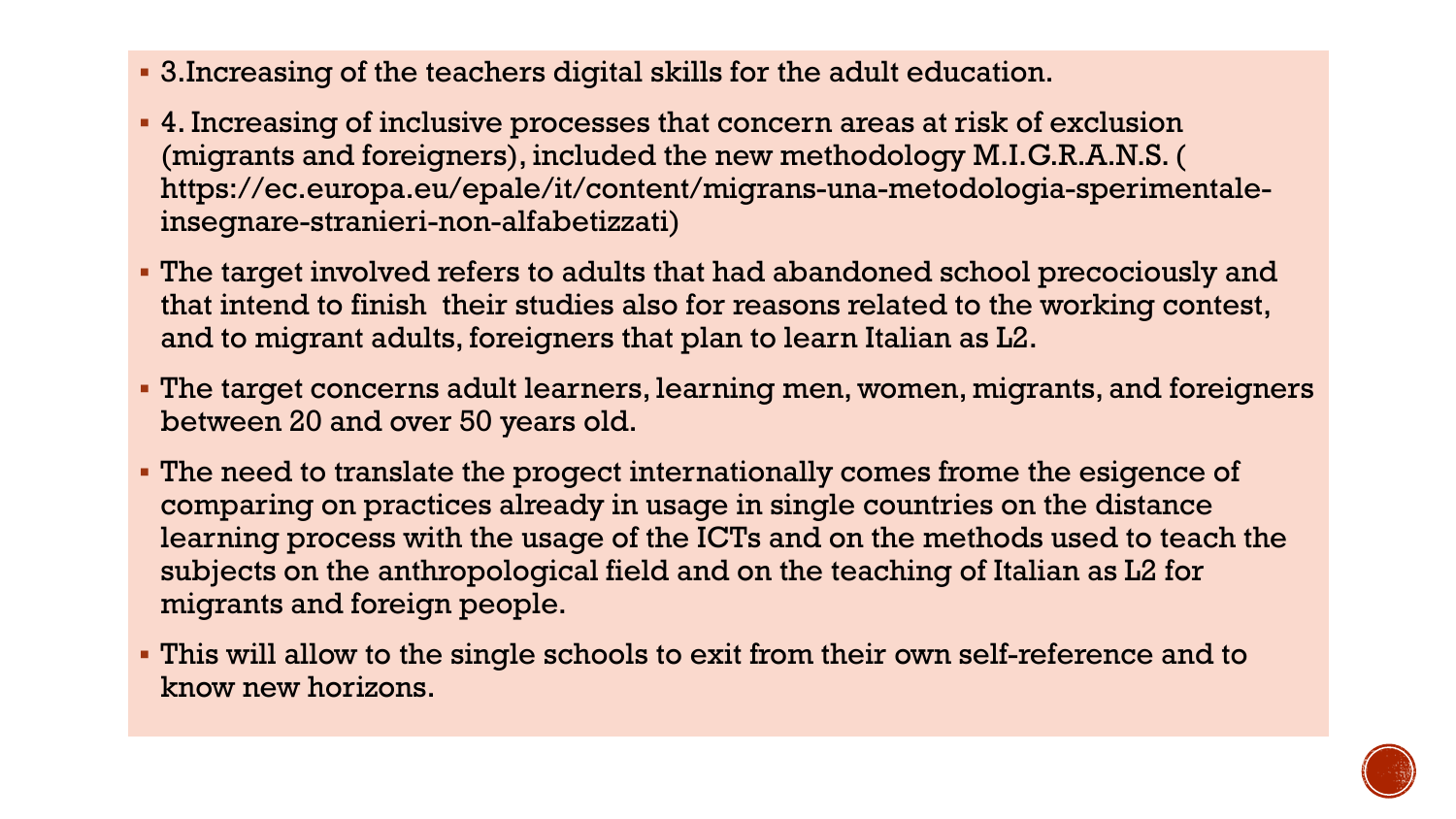- 3.Increasing of the teachers digital skills for the adult education.
- 4. Increasing of inclusive processes that concern areas at risk of exclusion (migrants and foreigners), included the new methodology M.I.G.R.A.N.S. ( https://ec.europa.eu/epale/it/content/migrans-una-metodologia-sperimentale-insegnare-stranieri-non-alfabetizzati)
- The target involved refers to adults that had abandoned school precociously and that intend to finish their studies also for reasons related to the working contest, and to migrant adults, foreigners that plan to learn Italian as L2.
- The target concerns adult learners, learning men, women, migrants, and foreigners between 20 and over 50 years old.
- The need to translate the progect internationally comes frome the esigence of comparing on practices already in usage in single countries on the distance learning process with the usage of the ICTs and on the methods used to teach the subjects on the anthropological field and on the teaching of Italian as L2 for migrants and foreign people.
- This will allow to the single schools to exit from their own self-reference and to know new horizons.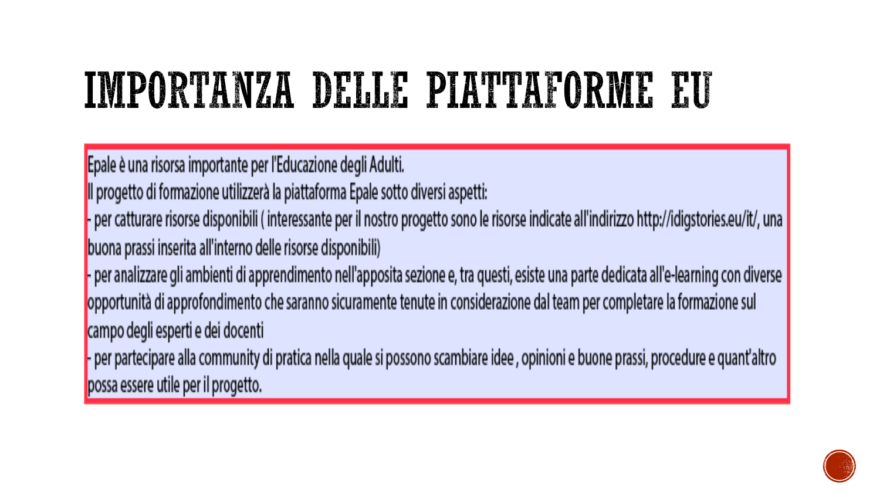# IMPORTANZA DELLE PIATTAFORME EU

Epale è una risorsa importante per l'Educazione degli Adulti.
Il progetto di formazione utilizzerà la piattaforma Epale sotto diversi aspetti:
- per catturare risorse disponibili ( interessante per il nostro progetto sono le risorse indicate all'indirizzo http://idigstories.eu/it/, una buona prassi inserita all'interno delle risorse disponibili)
- per analizzare gli ambienti di apprendimento nell'apposita sezione e, tra questi, esiste una parte dedicata all'e-learning con diverse opportunità di approfondimento che saranno sicuramente tenute in considerazione dal team per completare la formazione sul campo degli esperti e dei docenti
- per partecipare alla community di pratica nella quale si possono scambiare idee , opinioni e buone prassi, procedure e quant'altro possa essere utile per il progetto.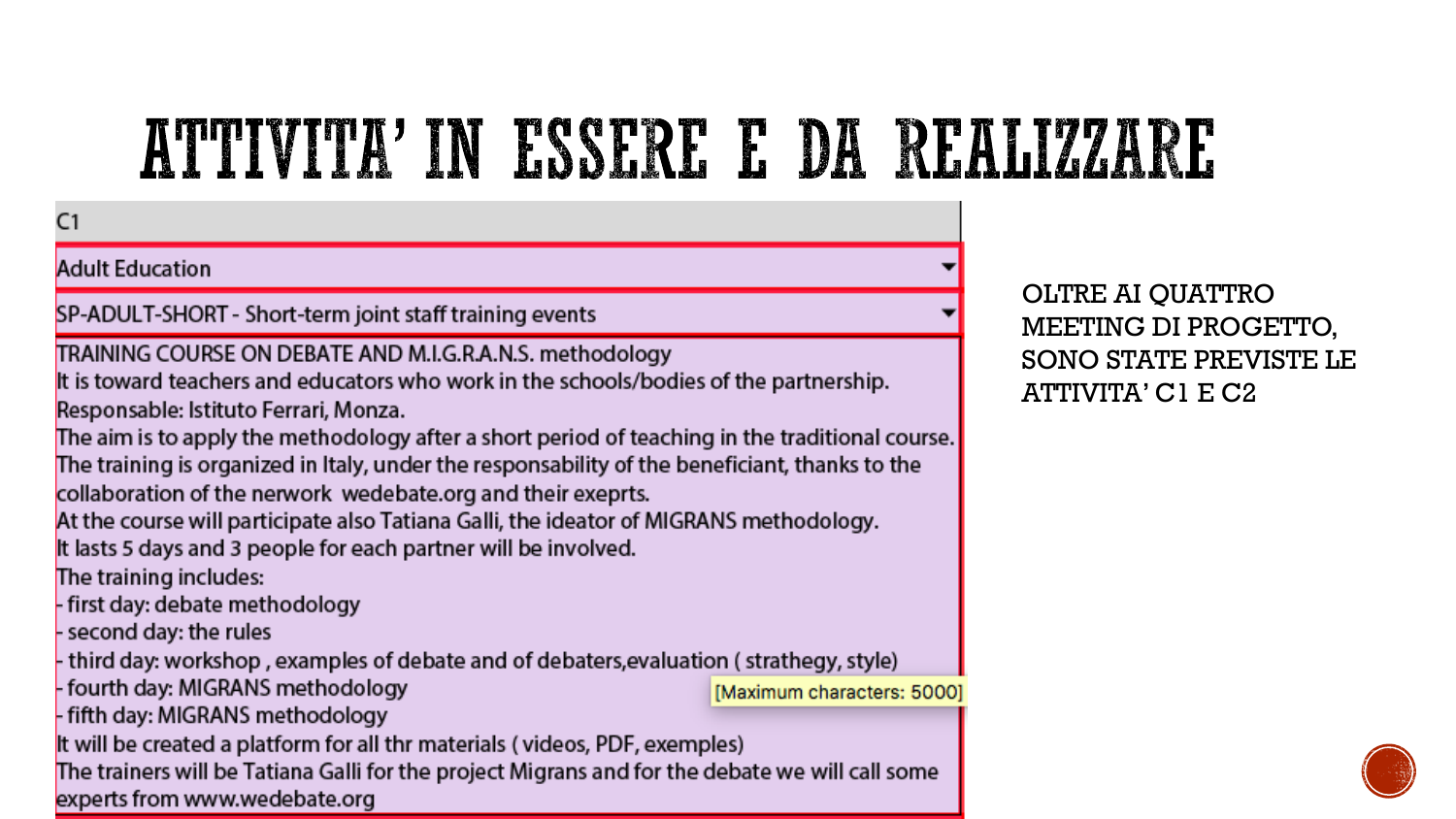# ATTIVITA' IN ESSERE E DA REALIZZARE

C1

Adult Education

SP-ADULT-SHORT - Short-term joint staff training events

TRAINING COURSE ON DEBATE AND M.I.G.R.A.N.S. methodology
It is toward teachers and educators who work in the schools/bodies of the partnership.
Responsable: Istituto Ferrari, Monza.
The aim is to apply the methodology after a short period of teaching in the traditional course.
The training is organized in Italy, under the responsability of the beneficiant, thanks to the collaboration of the nerwork wedebate.org and their exeprts.
At the course will participate also Tatiana Galli, the ideator of MIGRANS methodology.
It lasts 5 days and 3 people for each partner will be involved.
The training includes:
- first day: debate methodology
- second day: the rules
- third day: workshop , examples of debate and of debaters,evaluation ( strathegy, style)
- fourth day: MIGRANS methodology
- fifth day: MIGRANS methodology

It will be created a platform for all thr materials ( videos, PDF, exemples)
The trainers will be Tatiana Galli for the project Migrans and for the debate we will call some experts from www.wedebate.org

[Maximum characters: 5000]

OLTRE AI QUATTRO MEETING DI PROGETTO, SONO STATE PREVISTE LE ATTIVITA' C1 E C2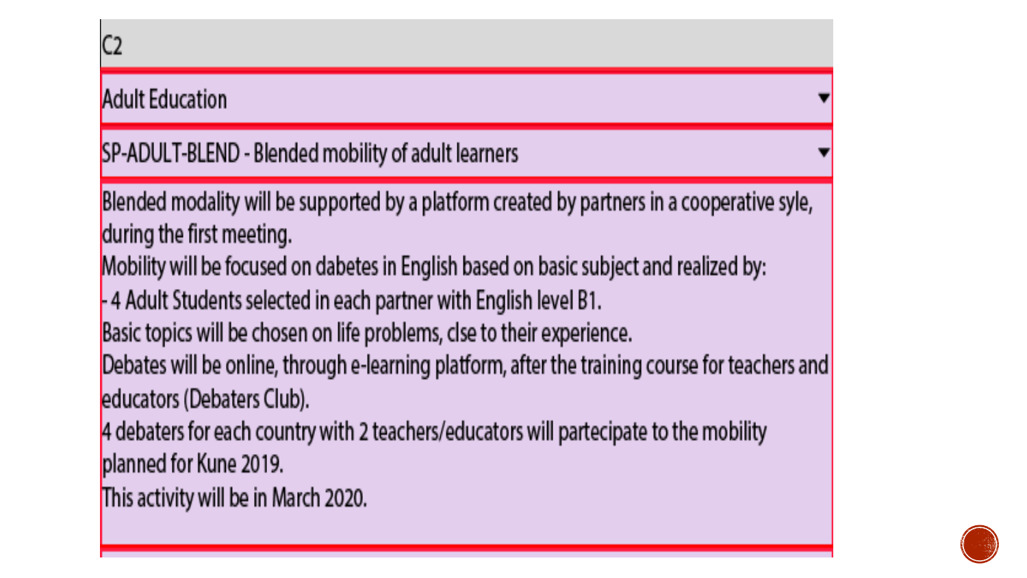C2

Adult Education ▼

SP-ADULT-BLEND - Blended mobility of adult learners ▼

Blended modality will be supported by a platform created by partners in a cooperative syle, during the first meeting.
Mobility will be focused on dabetes in English based on basic subject and realized by:
- 4 Adult Students selected in each partner with English level B1.
Basic topics will be chosen on life problems, clse to their experience.
Debates will be online, through e-learning platform, after the training course for teachers and educators (Debaters Club).
4 debaters for each country with 2 teachers/educators will partecipate to the mobility planned for Kune 2019.
This activity will be in March 2020.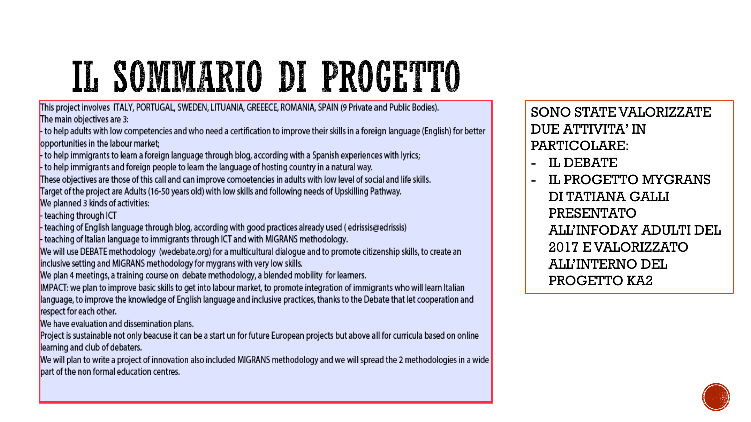# IL SOMMARIO DI PROGETTO

This project involves ITALY, PORTUGAL, SWEDEN, LITUANIA, GREEECE, ROMANIA, SPAIN (9 Private and Public Bodies).
The main objectives are 3:
- to help adults with low competencies and who need a certification to improve their skills in a foreign language (English) for better opportunities in the labour market;
- to help immigrants to learn a foreign language through blog, according with a Spanish experiences with lyrics;
- to help immigrants and foreign people to learn the language of hosting country in a natural way.

These objectives are those of this call and can improve comoetencies in adults with low level of social and life skills.
Target of the project are Adults (16-50 years old) with low skills and following needs of Upskilling Pathway.
We planned 3 kinds of activities:
- teaching through ICT
- teaching of English language through blog, according with good practices already used ( edrissis@edrissis)
- teaching of Italian language to immigrants through ICT and with MIGRANS methodology.

We will use DEBATE methodology (wedebate.org) for a multicultural dialogue and to promote citizenship skills, to create an inclusive setting and MIGRANS methodology for mygrans with very low skills.
We plan 4 meetings, a training course on debate methodology, a blended mobility for learners.
IMPACT: we plan to improve basic skills to get into labour market, to promote integration of immigrants who will learn Italian language, to improve the knowledge of English language and inclusive practices, thanks to the Debate that let cooperation and respect for each other.
We have evaluation and dissemination plans.
Project is sustainable not only beacuse it can be a start un for future European projects but above all for curricula based on online learning and club of debaters.
We will plan to write a project of innovation also included MIGRANS methodology and we will spread the 2 methodologies in a wide part of the non formal education centres.

SONO STATE VALORIZZATE DUE ATTIVITA' IN PARTICOLARE:

- IL DEBATE
- IL PROGETTO MYGRANS DI TATIANA GALLI PRESENTATO ALL'INFODAY ADULTI DEL 2017 E VALORIZZATO ALL'INTERNO DEL PROGETTO KA2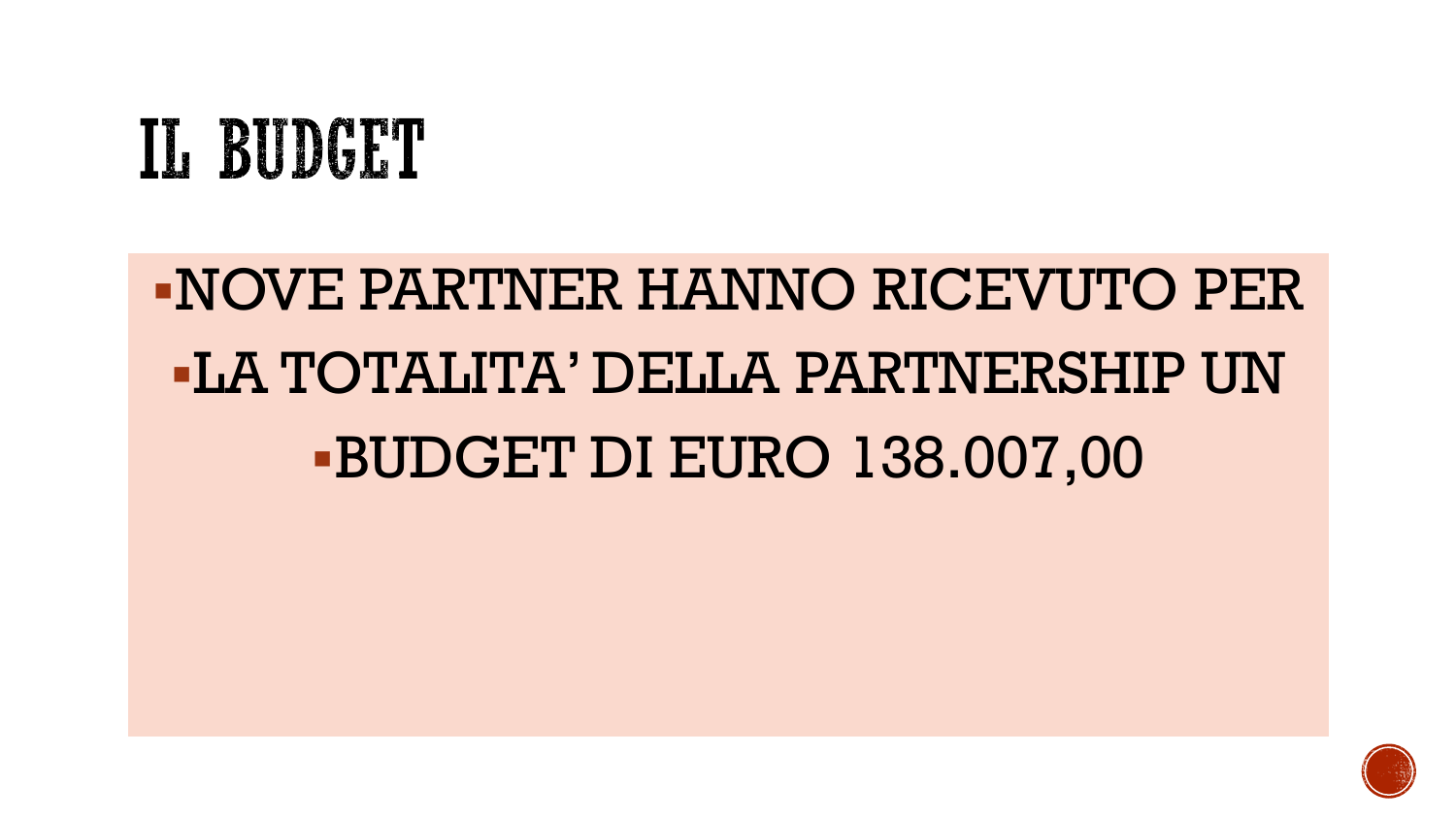# IL BUDGET

- NOVE PARTNER HANNO RICEVUTO PER
- LA TOTALITA' DELLA PARTNERSHIP UN
- BUDGET DI EURO 138.007,00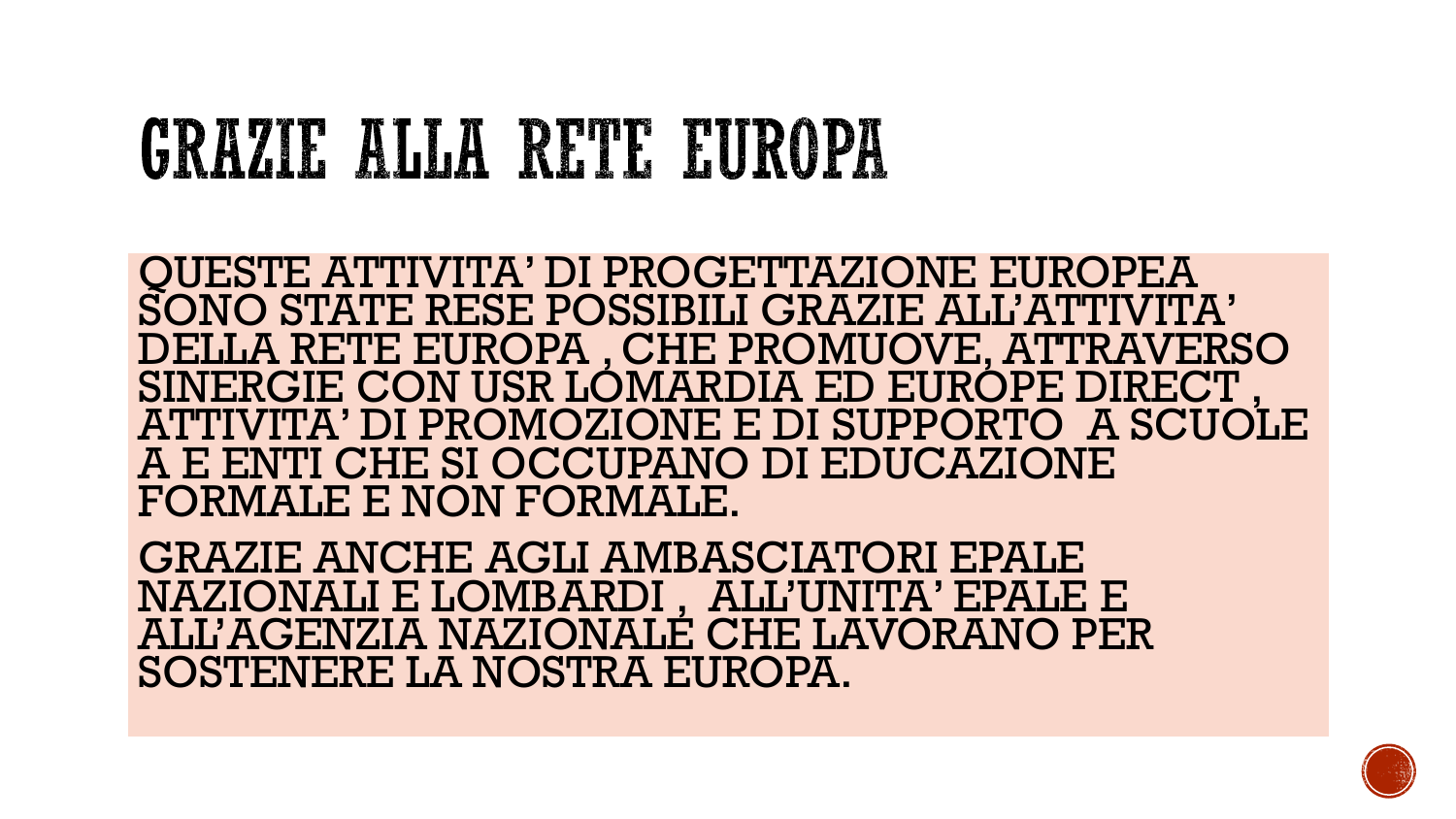# GRAZIE ALLA RETE EUROPA

QUESTE ATTIVITA' DI PROGETTAZIONE EUROPEA SONO STATE RESE POSSIBILI GRAZIE ALL'ATTIVITA' DELLA RETE EUROPA , CHE PROMUOVE, ATTRAVERSO SINERGIE CON USR LOMARDIA ED EUROPE DIRECT , ATTIVITA' DI PROMOZIONE E DI SUPPORTO  A SCUOLE A E ENTI CHE SI OCCUPANO DI EDUCAZIONE FORMALE E NON FORMALE.

GRAZIE ANCHE AGLI AMBASCIATORI EPALE NAZIONALI E LOMBARDI ,  ALL'UNITA' EPALE E ALL'AGENZIA NAZIONALE CHE LAVORANO PER SOSTENERE LA NOSTRA EUROPA.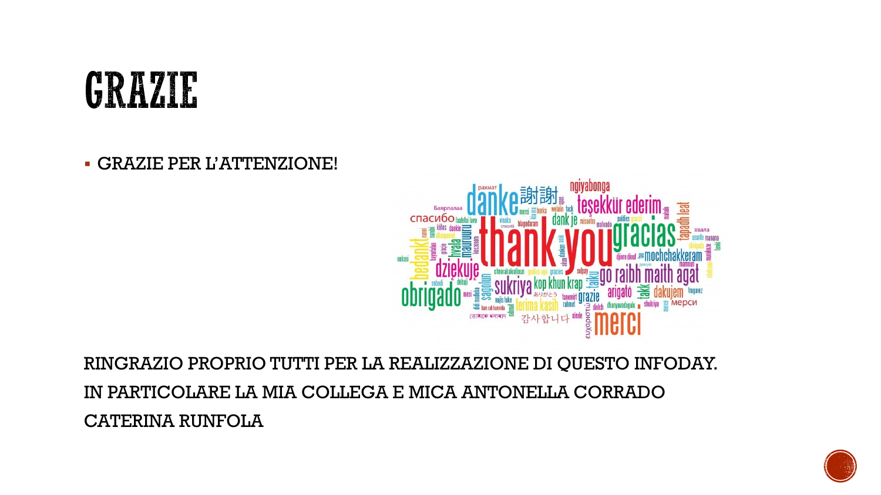# GRAZIE

- GRAZIE PER L'ATTENZIONE!

RINGRAZIO PROPRIO TUTTI PER LA REALIZZAZIONE DI QUESTO INFODAY.

IN PARTICOLARE LA MIA COLLEGA E MICA ANTONELLA CORRADO

CATERINA RUNFOLA